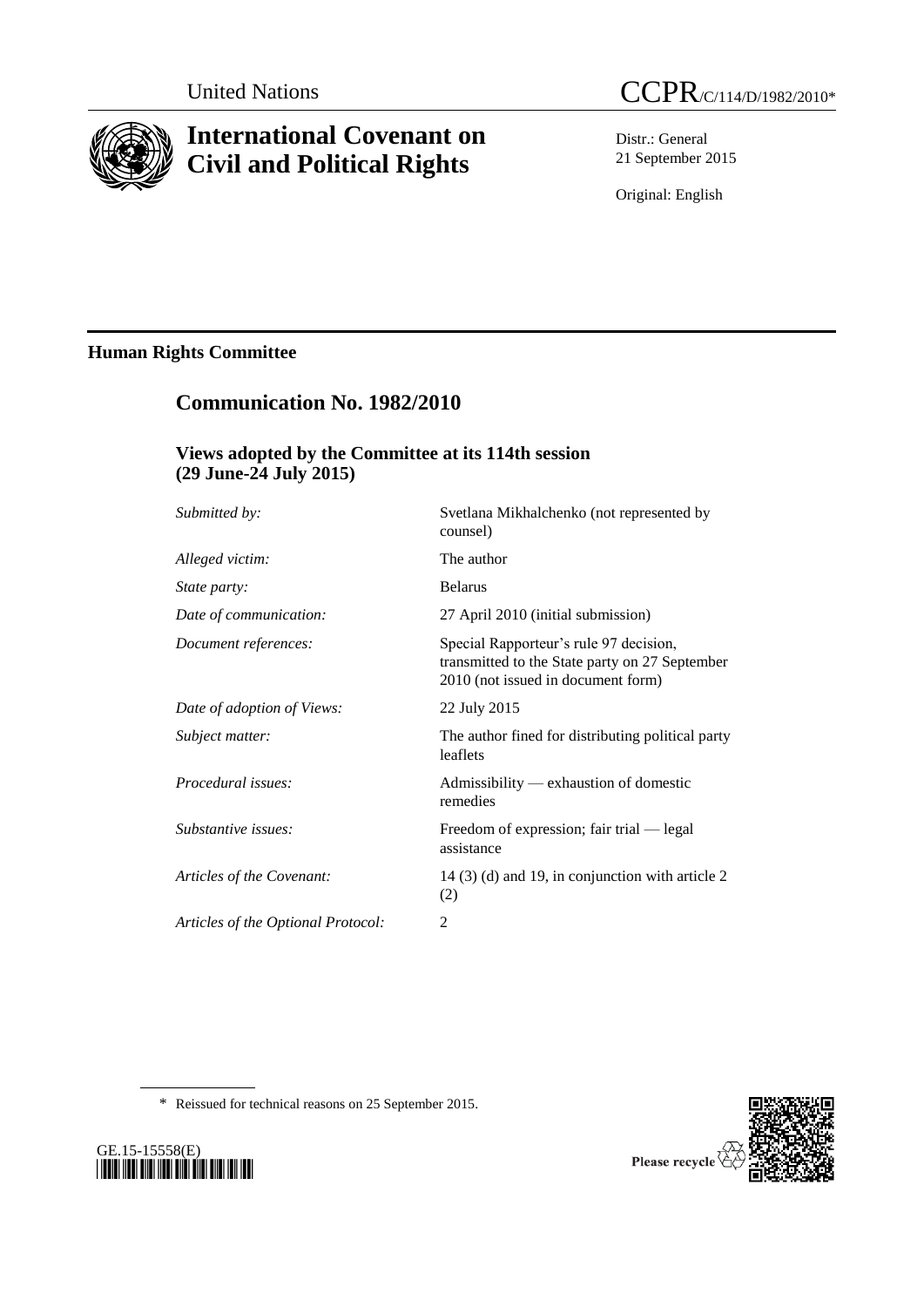United Nations

CCPR/C/114/D/1982/2010*

# International Covenant on Civil and Political Rights

Distr.: General
21 September 2015

Original: English

## Human Rights Committee

## Communication No. 1982/2010

### Views adopted by the Committee at its 114th session (29 June-24 July 2015)

| | |
|---|---|
| *Submitted by:* | Svetlana Mikhalchenko (not represented by counsel) |
| *Alleged victim:* | The author |
| *State party:* | Belarus |
| *Date of communication:* | 27 April 2010 (initial submission) |
| *Document references:* | Special Rapporteur's rule 97 decision, transmitted to the State party on 27 September 2010 (not issued in document form) |
| *Date of adoption of Views:* | 22 July 2015 |
| *Subject matter:* | The author fined for distributing political party leaflets |
| *Procedural issues:* | Admissibility — exhaustion of domestic remedies |
| *Substantive issues:* | Freedom of expression; fair trial — legal assistance |
| *Articles of the Covenant:* | 14 (3) (d) and 19, in conjunction with article 2 (2) |
| *Articles of the Optional Protocol:* | 2 |

\* Reissued for technical reasons on 25 September 2015.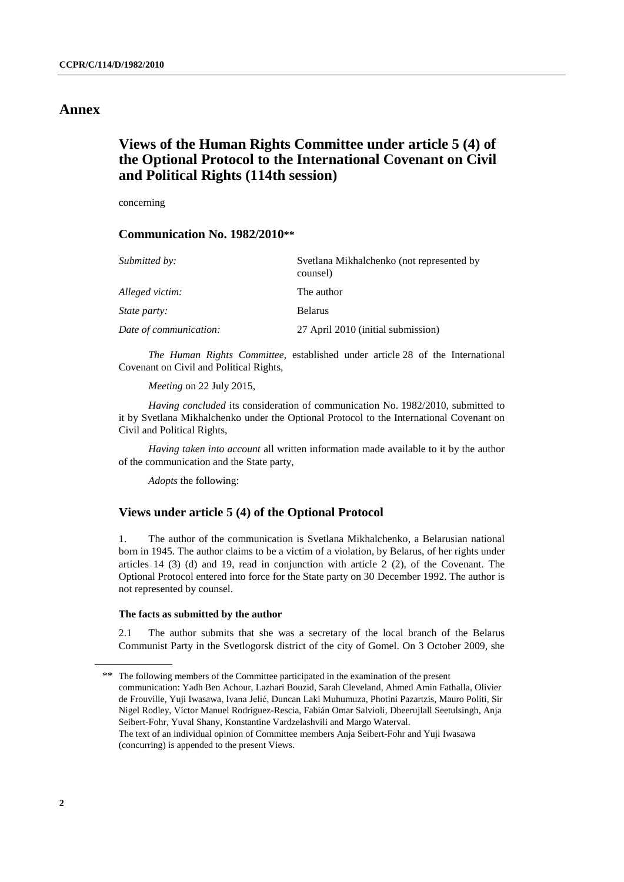# Annex

## Views of the Human Rights Committee under article 5 (4) of the Optional Protocol to the International Covenant on Civil and Political Rights (114th session)

concerning

### Communication No. 1982/2010**

| | |
|---|---|
| *Submitted by:* | Svetlana Mikhalchenko (not represented by counsel) |
| *Alleged victim:* | The author |
| *State party:* | Belarus |
| *Date of communication:* | 27 April 2010 (initial submission) |

*The Human Rights Committee*, established under article 28 of the International Covenant on Civil and Political Rights,

*Meeting* on 22 July 2015,

*Having concluded* its consideration of communication No. 1982/2010, submitted to it by Svetlana Mikhalchenko under the Optional Protocol to the International Covenant on Civil and Political Rights,

*Having taken into account* all written information made available to it by the author of the communication and the State party,

*Adopts* the following:

### Views under article 5 (4) of the Optional Protocol

1. The author of the communication is Svetlana Mikhalchenko, a Belarusian national born in 1945. The author claims to be a victim of a violation, by Belarus, of her rights under articles 14 (3) (d) and 19, read in conjunction with article 2 (2), of the Covenant. The Optional Protocol entered into force for the State party on 30 December 1992. The author is not represented by counsel.

**The facts as submitted by the author**

2.1 The author submits that she was a secretary of the local branch of the Belarus Communist Party in the Svetlogorsk district of the city of Gomel. On 3 October 2009, she

---

** The following members of the Committee participated in the examination of the present communication: Yadh Ben Achour, Lazhari Bouzid, Sarah Cleveland, Ahmed Amin Fathalla, Olivier de Frouville, Yuji Iwasawa, Ivana Jelić, Duncan Laki Muhumuza, Photini Pazartzis, Mauro Politi, Sir Nigel Rodley, Víctor Manuel Rodríguez-Rescia, Fabián Omar Salvioli, Dheerujlall Seetulsingh, Anja Seibert-Fohr, Yuval Shany, Konstantine Vardzelashvili and Margo Waterval.
The text of an individual opinion of Committee members Anja Seibert-Fohr and Yuji Iwasawa (concurring) is appended to the present Views.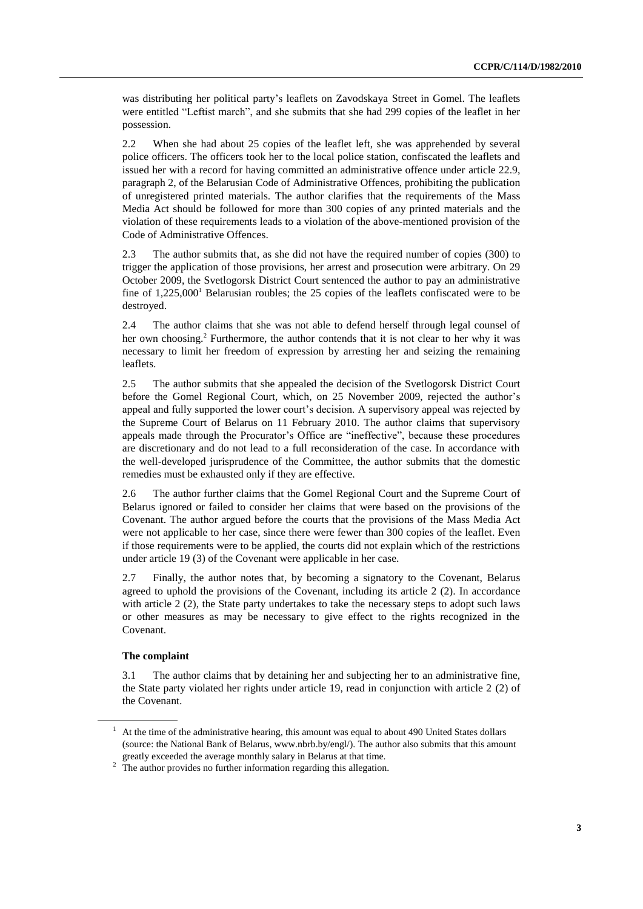was distributing her political party's leaflets on Zavodskaya Street in Gomel. The leaflets were entitled "Leftist march", and she submits that she had 299 copies of the leaflet in her possession.

2.2 When she had about 25 copies of the leaflet left, she was apprehended by several police officers. The officers took her to the local police station, confiscated the leaflets and issued her with a record for having committed an administrative offence under article 22.9, paragraph 2, of the Belarusian Code of Administrative Offences, prohibiting the publication of unregistered printed materials. The author clarifies that the requirements of the Mass Media Act should be followed for more than 300 copies of any printed materials and the violation of these requirements leads to a violation of the above-mentioned provision of the Code of Administrative Offences.

2.3 The author submits that, as she did not have the required number of copies (300) to trigger the application of those provisions, her arrest and prosecution were arbitrary. On 29 October 2009, the Svetlogorsk District Court sentenced the author to pay an administrative fine of 1,225,000[1] Belarusian roubles; the 25 copies of the leaflets confiscated were to be destroyed.

2.4 The author claims that she was not able to defend herself through legal counsel of her own choosing.[2] Furthermore, the author contends that it is not clear to her why it was necessary to limit her freedom of expression by arresting her and seizing the remaining leaflets.

2.5 The author submits that she appealed the decision of the Svetlogorsk District Court before the Gomel Regional Court, which, on 25 November 2009, rejected the author's appeal and fully supported the lower court's decision. A supervisory appeal was rejected by the Supreme Court of Belarus on 11 February 2010. The author claims that supervisory appeals made through the Procurator's Office are "ineffective", because these procedures are discretionary and do not lead to a full reconsideration of the case. In accordance with the well-developed jurisprudence of the Committee, the author submits that the domestic remedies must be exhausted only if they are effective.

2.6 The author further claims that the Gomel Regional Court and the Supreme Court of Belarus ignored or failed to consider her claims that were based on the provisions of the Covenant. The author argued before the courts that the provisions of the Mass Media Act were not applicable to her case, since there were fewer than 300 copies of the leaflet. Even if those requirements were to be applied, the courts did not explain which of the restrictions under article 19 (3) of the Covenant were applicable in her case.

2.7 Finally, the author notes that, by becoming a signatory to the Covenant, Belarus agreed to uphold the provisions of the Covenant, including its article 2 (2). In accordance with article 2 (2), the State party undertakes to take the necessary steps to adopt such laws or other measures as may be necessary to give effect to the rights recognized in the Covenant.

### The complaint

3.1 The author claims that by detaining her and subjecting her to an administrative fine, the State party violated her rights under article 19, read in conjunction with article 2 (2) of the Covenant.

---

[1] At the time of the administrative hearing, this amount was equal to about 490 United States dollars (source: the National Bank of Belarus, www.nbrb.by/engl/). The author also submits that this amount greatly exceeded the average monthly salary in Belarus at that time.

[2] The author provides no further information regarding this allegation.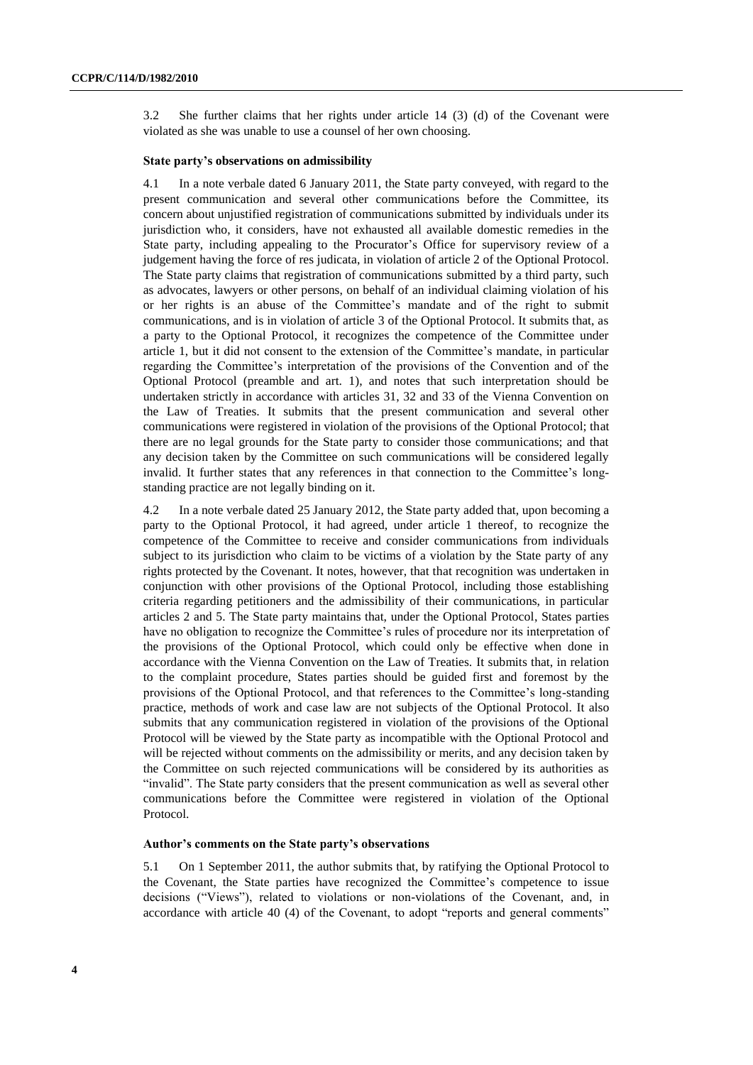3.2 She further claims that her rights under article 14 (3) (d) of the Covenant were violated as she was unable to use a counsel of her own choosing.

### State party's observations on admissibility

4.1 In a note verbale dated 6 January 2011, the State party conveyed, with regard to the present communication and several other communications before the Committee, its concern about unjustified registration of communications submitted by individuals under its jurisdiction who, it considers, have not exhausted all available domestic remedies in the State party, including appealing to the Procurator's Office for supervisory review of a judgement having the force of res judicata, in violation of article 2 of the Optional Protocol. The State party claims that registration of communications submitted by a third party, such as advocates, lawyers or other persons, on behalf of an individual claiming violation of his or her rights is an abuse of the Committee's mandate and of the right to submit communications, and is in violation of article 3 of the Optional Protocol. It submits that, as a party to the Optional Protocol, it recognizes the competence of the Committee under article 1, but it did not consent to the extension of the Committee's mandate, in particular regarding the Committee's interpretation of the provisions of the Convention and of the Optional Protocol (preamble and art. 1), and notes that such interpretation should be undertaken strictly in accordance with articles 31, 32 and 33 of the Vienna Convention on the Law of Treaties. It submits that the present communication and several other communications were registered in violation of the provisions of the Optional Protocol; that there are no legal grounds for the State party to consider those communications; and that any decision taken by the Committee on such communications will be considered legally invalid. It further states that any references in that connection to the Committee's long-standing practice are not legally binding on it.

4.2 In a note verbale dated 25 January 2012, the State party added that, upon becoming a party to the Optional Protocol, it had agreed, under article 1 thereof, to recognize the competence of the Committee to receive and consider communications from individuals subject to its jurisdiction who claim to be victims of a violation by the State party of any rights protected by the Covenant. It notes, however, that that recognition was undertaken in conjunction with other provisions of the Optional Protocol, including those establishing criteria regarding petitioners and the admissibility of their communications, in particular articles 2 and 5. The State party maintains that, under the Optional Protocol, States parties have no obligation to recognize the Committee's rules of procedure nor its interpretation of the provisions of the Optional Protocol, which could only be effective when done in accordance with the Vienna Convention on the Law of Treaties. It submits that, in relation to the complaint procedure, States parties should be guided first and foremost by the provisions of the Optional Protocol, and that references to the Committee's long-standing practice, methods of work and case law are not subjects of the Optional Protocol. It also submits that any communication registered in violation of the provisions of the Optional Protocol will be viewed by the State party as incompatible with the Optional Protocol and will be rejected without comments on the admissibility or merits, and any decision taken by the Committee on such rejected communications will be considered by its authorities as "invalid". The State party considers that the present communication as well as several other communications before the Committee were registered in violation of the Optional Protocol.

### Author's comments on the State party's observations

5.1 On 1 September 2011, the author submits that, by ratifying the Optional Protocol to the Covenant, the State parties have recognized the Committee's competence to issue decisions ("Views"), related to violations or non-violations of the Covenant, and, in accordance with article 40 (4) of the Covenant, to adopt "reports and general comments"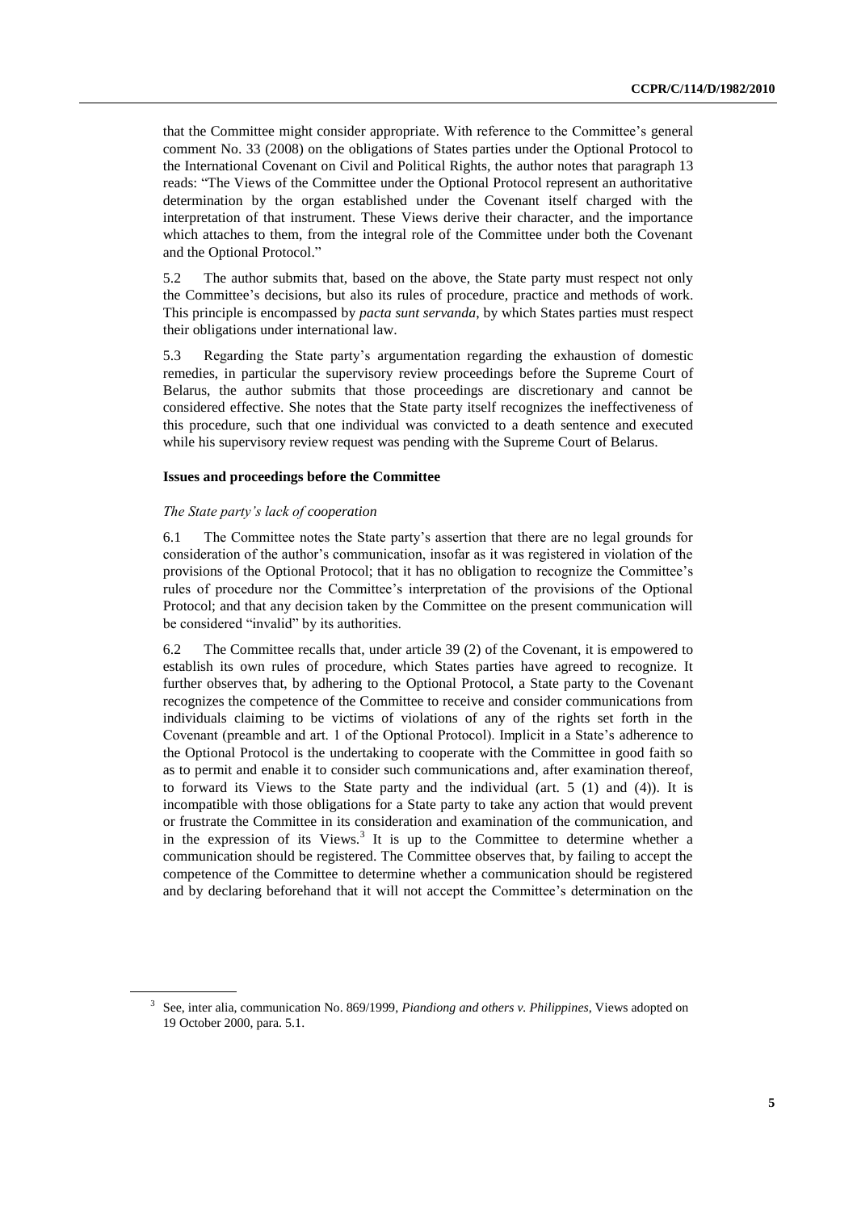that the Committee might consider appropriate. With reference to the Committee's general comment No. 33 (2008) on the obligations of States parties under the Optional Protocol to the International Covenant on Civil and Political Rights, the author notes that paragraph 13 reads: "The Views of the Committee under the Optional Protocol represent an authoritative determination by the organ established under the Covenant itself charged with the interpretation of that instrument. These Views derive their character, and the importance which attaches to them, from the integral role of the Committee under both the Covenant and the Optional Protocol."

5.2 The author submits that, based on the above, the State party must respect not only the Committee's decisions, but also its rules of procedure, practice and methods of work. This principle is encompassed by *pacta sunt servanda*, by which States parties must respect their obligations under international law.

5.3 Regarding the State party's argumentation regarding the exhaustion of domestic remedies, in particular the supervisory review proceedings before the Supreme Court of Belarus, the author submits that those proceedings are discretionary and cannot be considered effective. She notes that the State party itself recognizes the ineffectiveness of this procedure, such that one individual was convicted to a death sentence and executed while his supervisory review request was pending with the Supreme Court of Belarus.

### Issues and proceedings before the Committee

*The State party's lack of cooperation*

6.1 The Committee notes the State party's assertion that there are no legal grounds for consideration of the author's communication, insofar as it was registered in violation of the provisions of the Optional Protocol; that it has no obligation to recognize the Committee's rules of procedure nor the Committee's interpretation of the provisions of the Optional Protocol; and that any decision taken by the Committee on the present communication will be considered "invalid" by its authorities.

6.2 The Committee recalls that, under article 39 (2) of the Covenant, it is empowered to establish its own rules of procedure, which States parties have agreed to recognize. It further observes that, by adhering to the Optional Protocol, a State party to the Covenant recognizes the competence of the Committee to receive and consider communications from individuals claiming to be victims of violations of any of the rights set forth in the Covenant (preamble and art. 1 of the Optional Protocol). Implicit in a State's adherence to the Optional Protocol is the undertaking to cooperate with the Committee in good faith so as to permit and enable it to consider such communications and, after examination thereof, to forward its Views to the State party and the individual (art. 5 (1) and (4)). It is incompatible with those obligations for a State party to take any action that would prevent or frustrate the Committee in its consideration and examination of the communication, and in the expression of its Views.[3] It is up to the Committee to determine whether a communication should be registered. The Committee observes that, by failing to accept the competence of the Committee to determine whether a communication should be registered and by declaring beforehand that it will not accept the Committee's determination on the

---

[3] See, inter alia, communication No. 869/1999, *Piandiong and others v. Philippines*, Views adopted on 19 October 2000, para. 5.1.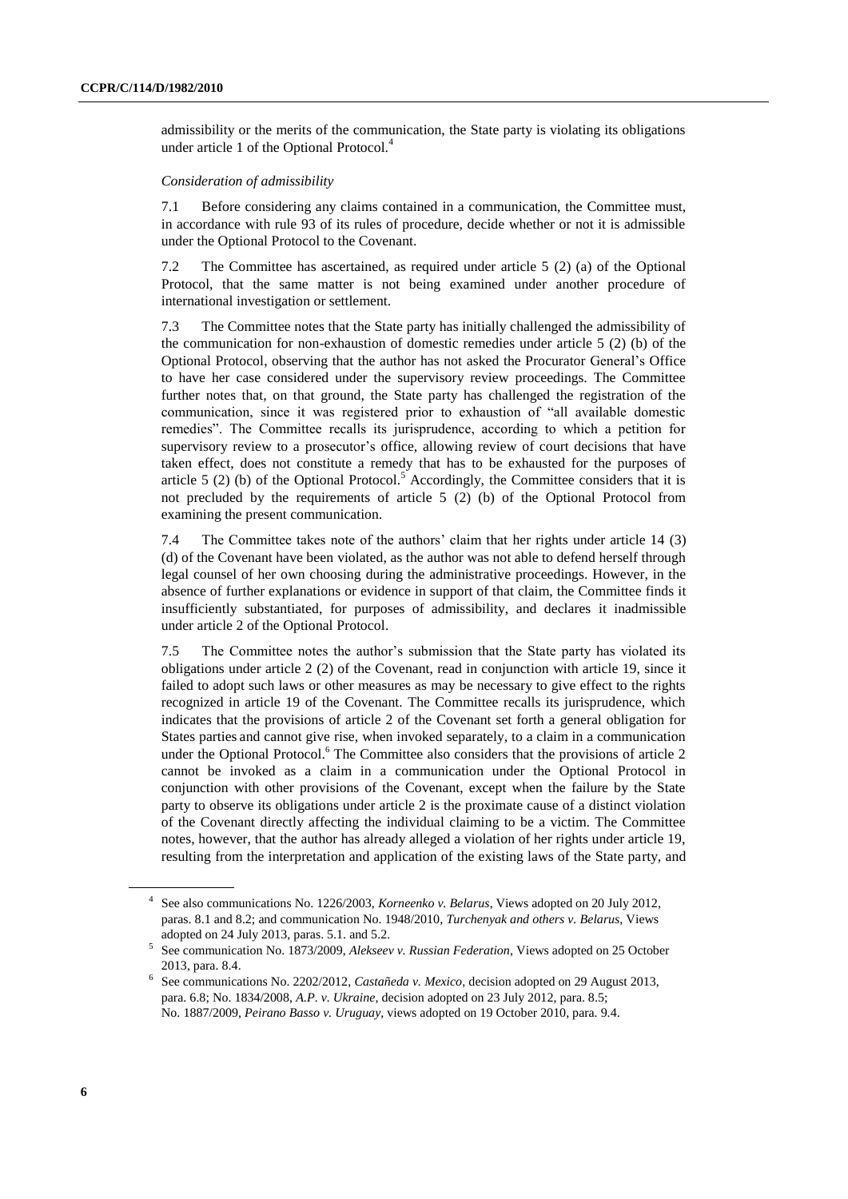admissibility or the merits of the communication, the State party is violating its obligations under article 1 of the Optional Protocol.[4]

*Consideration of admissibility*

7.1 Before considering any claims contained in a communication, the Committee must, in accordance with rule 93 of its rules of procedure, decide whether or not it is admissible under the Optional Protocol to the Covenant.

7.2 The Committee has ascertained, as required under article 5 (2) (a) of the Optional Protocol, that the same matter is not being examined under another procedure of international investigation or settlement.

7.3 The Committee notes that the State party has initially challenged the admissibility of the communication for non-exhaustion of domestic remedies under article 5 (2) (b) of the Optional Protocol, observing that the author has not asked the Procurator General's Office to have her case considered under the supervisory review proceedings. The Committee further notes that, on that ground, the State party has challenged the registration of the communication, since it was registered prior to exhaustion of "all available domestic remedies". The Committee recalls its jurisprudence, according to which a petition for supervisory review to a prosecutor's office, allowing review of court decisions that have taken effect, does not constitute a remedy that has to be exhausted for the purposes of article 5 (2) (b) of the Optional Protocol.[5] Accordingly, the Committee considers that it is not precluded by the requirements of article 5 (2) (b) of the Optional Protocol from examining the present communication.

7.4 The Committee takes note of the authors' claim that her rights under article 14 (3) (d) of the Covenant have been violated, as the author was not able to defend herself through legal counsel of her own choosing during the administrative proceedings. However, in the absence of further explanations or evidence in support of that claim, the Committee finds it insufficiently substantiated, for purposes of admissibility, and declares it inadmissible under article 2 of the Optional Protocol.

7.5 The Committee notes the author's submission that the State party has violated its obligations under article 2 (2) of the Covenant, read in conjunction with article 19, since it failed to adopt such laws or other measures as may be necessary to give effect to the rights recognized in article 19 of the Covenant. The Committee recalls its jurisprudence, which indicates that the provisions of article 2 of the Covenant set forth a general obligation for States parties and cannot give rise, when invoked separately, to a claim in a communication under the Optional Protocol.[6] The Committee also considers that the provisions of article 2 cannot be invoked as a claim in a communication under the Optional Protocol in conjunction with other provisions of the Covenant, except when the failure by the State party to observe its obligations under article 2 is the proximate cause of a distinct violation of the Covenant directly affecting the individual claiming to be a victim. The Committee notes, however, that the author has already alleged a violation of her rights under article 19, resulting from the interpretation and application of the existing laws of the State party, and

---

[4] See also communications No. 1226/2003, *Korneenko v. Belarus*, Views adopted on 20 July 2012, paras. 8.1 and 8.2; and communication No. 1948/2010, *Turchenyak and others v. Belarus*, Views adopted on 24 July 2013, paras. 5.1. and 5.2.

[5] See communication No. 1873/2009, *Alekseev v. Russian Federation*, Views adopted on 25 October 2013, para. 8.4.

[6] See communications No. 2202/2012, *Castañeda v. Mexico*, decision adopted on 29 August 2013, para. 6.8; No. 1834/2008, *A.P. v. Ukraine*, decision adopted on 23 July 2012, para. 8.5; No. 1887/2009, *Peirano Basso v. Uruguay*, views adopted on 19 October 2010, para. 9.4.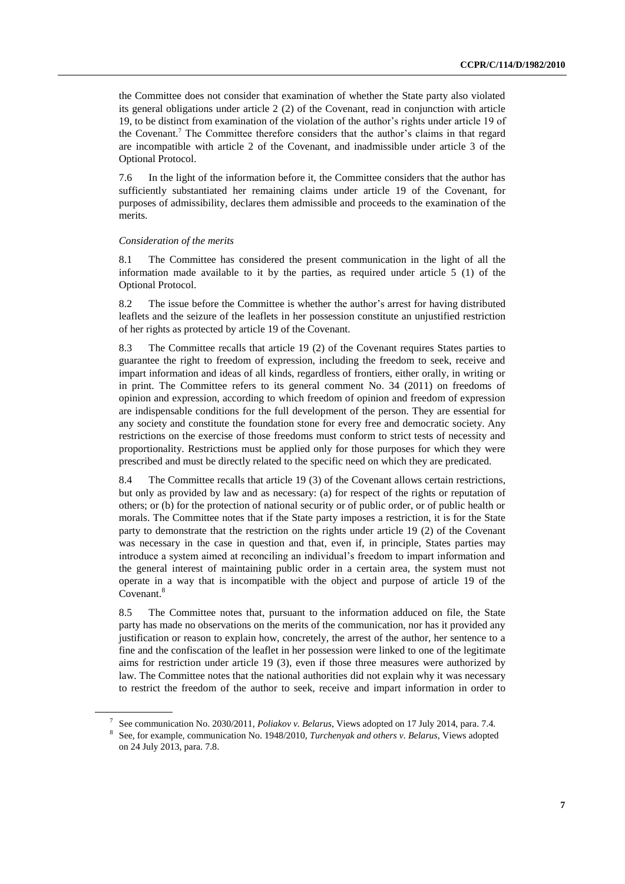the Committee does not consider that examination of whether the State party also violated its general obligations under article 2 (2) of the Covenant, read in conjunction with article 19, to be distinct from examination of the violation of the author's rights under article 19 of the Covenant.[7] The Committee therefore considers that the author's claims in that regard are incompatible with article 2 of the Covenant, and inadmissible under article 3 of the Optional Protocol.

7.6 In the light of the information before it, the Committee considers that the author has sufficiently substantiated her remaining claims under article 19 of the Covenant, for purposes of admissibility, declares them admissible and proceeds to the examination of the merits.

*Consideration of the merits*

8.1 The Committee has considered the present communication in the light of all the information made available to it by the parties, as required under article 5 (1) of the Optional Protocol.

8.2 The issue before the Committee is whether the author's arrest for having distributed leaflets and the seizure of the leaflets in her possession constitute an unjustified restriction of her rights as protected by article 19 of the Covenant.

8.3 The Committee recalls that article 19 (2) of the Covenant requires States parties to guarantee the right to freedom of expression, including the freedom to seek, receive and impart information and ideas of all kinds, regardless of frontiers, either orally, in writing or in print. The Committee refers to its general comment No. 34 (2011) on freedoms of opinion and expression, according to which freedom of opinion and freedom of expression are indispensable conditions for the full development of the person. They are essential for any society and constitute the foundation stone for every free and democratic society. Any restrictions on the exercise of those freedoms must conform to strict tests of necessity and proportionality. Restrictions must be applied only for those purposes for which they were prescribed and must be directly related to the specific need on which they are predicated.

8.4 The Committee recalls that article 19 (3) of the Covenant allows certain restrictions, but only as provided by law and as necessary: (a) for respect of the rights or reputation of others; or (b) for the protection of national security or of public order, or of public health or morals. The Committee notes that if the State party imposes a restriction, it is for the State party to demonstrate that the restriction on the rights under article 19 (2) of the Covenant was necessary in the case in question and that, even if, in principle, States parties may introduce a system aimed at reconciling an individual's freedom to impart information and the general interest of maintaining public order in a certain area, the system must not operate in a way that is incompatible with the object and purpose of article 19 of the Covenant.[8]

8.5 The Committee notes that, pursuant to the information adduced on file, the State party has made no observations on the merits of the communication, nor has it provided any justification or reason to explain how, concretely, the arrest of the author, her sentence to a fine and the confiscation of the leaflet in her possession were linked to one of the legitimate aims for restriction under article 19 (3), even if those three measures were authorized by law. The Committee notes that the national authorities did not explain why it was necessary to restrict the freedom of the author to seek, receive and impart information in order to

---

[7] See communication No. 2030/2011, *Poliakov v. Belarus*, Views adopted on 17 July 2014, para. 7.4.

[8] See, for example, communication No. 1948/2010, *Turchenyak and others v. Belarus*, Views adopted on 24 July 2013, para. 7.8.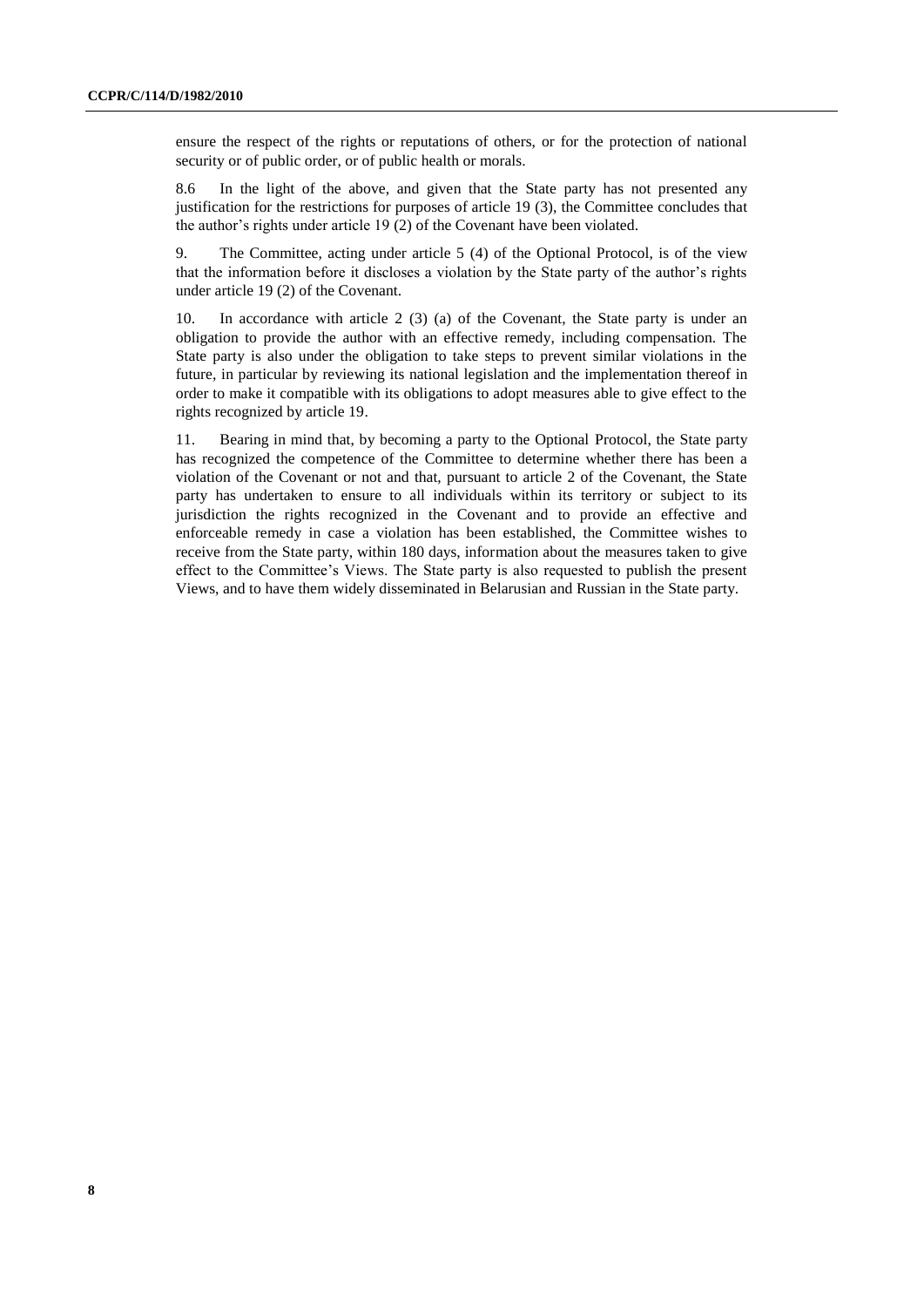ensure the respect of the rights or reputations of others, or for the protection of national security or of public order, or of public health or morals.

8.6 In the light of the above, and given that the State party has not presented any justification for the restrictions for purposes of article 19 (3), the Committee concludes that the author's rights under article 19 (2) of the Covenant have been violated.

9. The Committee, acting under article 5 (4) of the Optional Protocol, is of the view that the information before it discloses a violation by the State party of the author's rights under article 19 (2) of the Covenant.

10. In accordance with article 2 (3) (a) of the Covenant, the State party is under an obligation to provide the author with an effective remedy, including compensation. The State party is also under the obligation to take steps to prevent similar violations in the future, in particular by reviewing its national legislation and the implementation thereof in order to make it compatible with its obligations to adopt measures able to give effect to the rights recognized by article 19.

11. Bearing in mind that, by becoming a party to the Optional Protocol, the State party has recognized the competence of the Committee to determine whether there has been a violation of the Covenant or not and that, pursuant to article 2 of the Covenant, the State party has undertaken to ensure to all individuals within its territory or subject to its jurisdiction the rights recognized in the Covenant and to provide an effective and enforceable remedy in case a violation has been established, the Committee wishes to receive from the State party, within 180 days, information about the measures taken to give effect to the Committee's Views. The State party is also requested to publish the present Views, and to have them widely disseminated in Belarusian and Russian in the State party.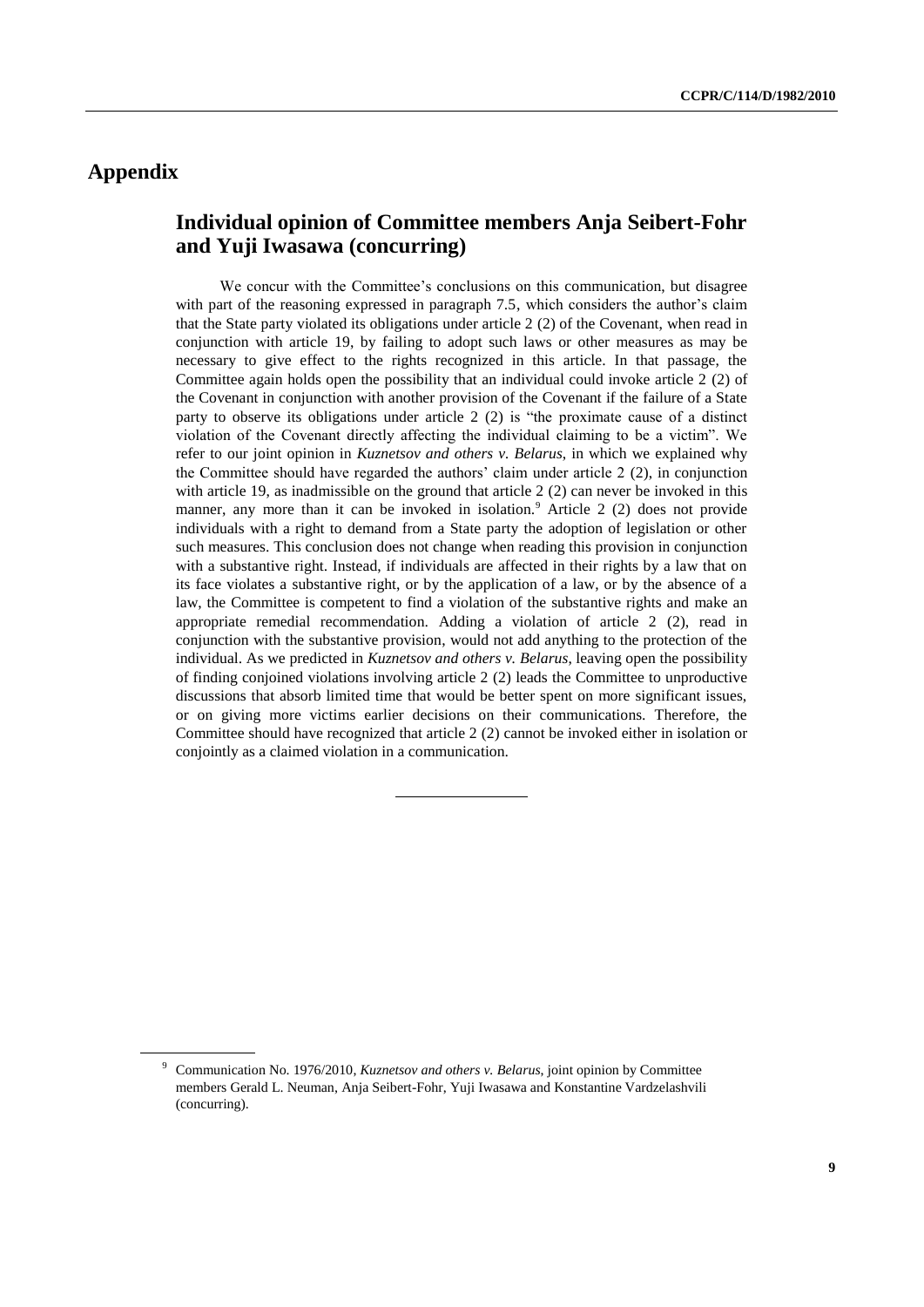# Appendix

## Individual opinion of Committee members Anja Seibert-Fohr and Yuji Iwasawa (concurring)

We concur with the Committee's conclusions on this communication, but disagree with part of the reasoning expressed in paragraph 7.5, which considers the author's claim that the State party violated its obligations under article 2 (2) of the Covenant, when read in conjunction with article 19, by failing to adopt such laws or other measures as may be necessary to give effect to the rights recognized in this article. In that passage, the Committee again holds open the possibility that an individual could invoke article 2 (2) of the Covenant in conjunction with another provision of the Covenant if the failure of a State party to observe its obligations under article 2 (2) is "the proximate cause of a distinct violation of the Covenant directly affecting the individual claiming to be a victim". We refer to our joint opinion in *Kuznetsov and others v. Belarus*, in which we explained why the Committee should have regarded the authors' claim under article 2 (2), in conjunction with article 19, as inadmissible on the ground that article 2 (2) can never be invoked in this manner, any more than it can be invoked in isolation.[9] Article 2 (2) does not provide individuals with a right to demand from a State party the adoption of legislation or other such measures. This conclusion does not change when reading this provision in conjunction with a substantive right. Instead, if individuals are affected in their rights by a law that on its face violates a substantive right, or by the application of a law, or by the absence of a law, the Committee is competent to find a violation of the substantive rights and make an appropriate remedial recommendation. Adding a violation of article 2 (2), read in conjunction with the substantive provision, would not add anything to the protection of the individual. As we predicted in *Kuznetsov and others v. Belarus*, leaving open the possibility of finding conjoined violations involving article 2 (2) leads the Committee to unproductive discussions that absorb limited time that would be better spent on more significant issues, or on giving more victims earlier decisions on their communications. Therefore, the Committee should have recognized that article 2 (2) cannot be invoked either in isolation or conjointly as a claimed violation in a communication.

---

[9] Communication No. 1976/2010, *Kuznetsov and others v. Belarus*, joint opinion by Committee members Gerald L. Neuman, Anja Seibert-Fohr, Yuji Iwasawa and Konstantine Vardzelashvili (concurring).